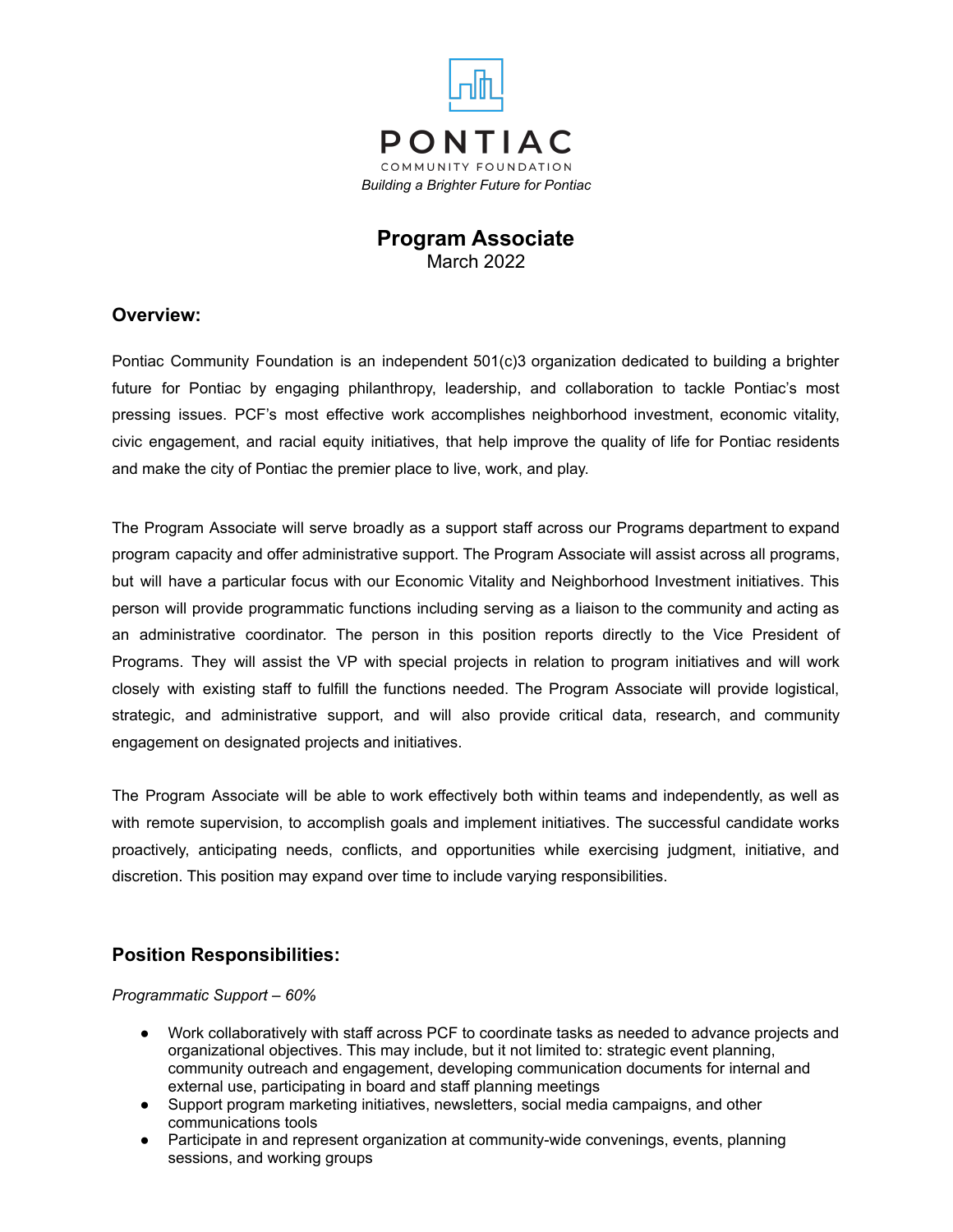PONTIAC

COMMUNITY FOUNDATION

*Building a Brighter Future for Pontiac*

# Program Associate

March 2022

## Overview:

Pontiac Community Foundation is an independent 501(c)3 organization dedicated to building a brighter future for Pontiac by engaging philanthropy, leadership, and collaboration to tackle Pontiac's most pressing issues. PCF's most effective work accomplishes neighborhood investment, economic vitality, civic engagement, and racial equity initiatives, that help improve the quality of life for Pontiac residents and make the city of Pontiac the premier place to live, work, and play.

The Program Associate will serve broadly as a support staff across our Programs department to expand program capacity and offer administrative support. The Program Associate will assist across all programs, but will have a particular focus with our Economic Vitality and Neighborhood Investment initiatives. This person will provide programmatic functions including serving as a liaison to the community and acting as an administrative coordinator. The person in this position reports directly to the Vice President of Programs. They will assist the VP with special projects in relation to program initiatives and will work closely with existing staff to fulfill the functions needed. The Program Associate will provide logistical, strategic, and administrative support, and will also provide critical data, research, and community engagement on designated projects and initiatives.

The Program Associate will be able to work effectively both within teams and independently, as well as with remote supervision, to accomplish goals and implement initiatives. The successful candidate works proactively, anticipating needs, conflicts, and opportunities while exercising judgment, initiative, and discretion. This position may expand over time to include varying responsibilities.

## Position Responsibilities:

*Programmatic Support – 60%*

- Work collaboratively with staff across PCF to coordinate tasks as needed to advance projects and organizational objectives. This may include, but it not limited to: strategic event planning, community outreach and engagement, developing communication documents for internal and external use, participating in board and staff planning meetings
- Support program marketing initiatives, newsletters, social media campaigns, and other communications tools
- Participate in and represent organization at community-wide convenings, events, planning sessions, and working groups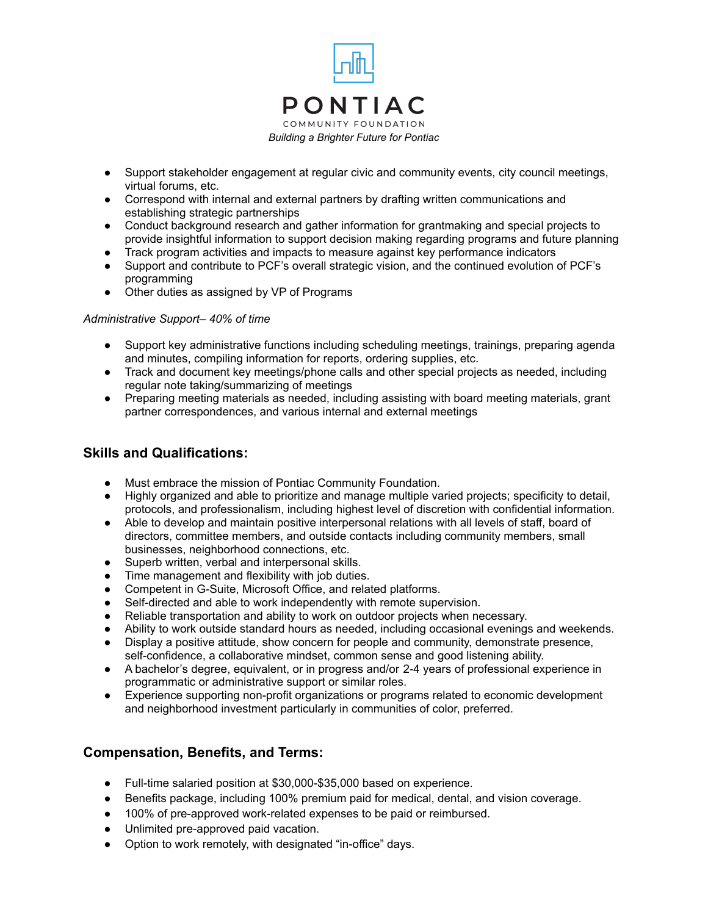PONTIAC

COMMUNITY FOUNDATION

*Building a Brighter Future for Pontiac*

- Support stakeholder engagement at regular civic and community events, city council meetings, virtual forums, etc.
- Correspond with internal and external partners by drafting written communications and establishing strategic partnerships
- Conduct background research and gather information for grantmaking and special projects to provide insightful information to support decision making regarding programs and future planning
- Track program activities and impacts to measure against key performance indicators
- Support and contribute to PCF's overall strategic vision, and the continued evolution of PCF's programming
- Other duties as assigned by VP of Programs

*Administrative Support– 40% of time*

- Support key administrative functions including scheduling meetings, trainings, preparing agenda and minutes, compiling information for reports, ordering supplies, etc.
- Track and document key meetings/phone calls and other special projects as needed, including regular note taking/summarizing of meetings
- Preparing meeting materials as needed, including assisting with board meeting materials, grant partner correspondences, and various internal and external meetings

## Skills and Qualifications:

- Must embrace the mission of Pontiac Community Foundation.
- Highly organized and able to prioritize and manage multiple varied projects; specificity to detail, protocols, and professionalism, including highest level of discretion with confidential information.
- Able to develop and maintain positive interpersonal relations with all levels of staff, board of directors, committee members, and outside contacts including community members, small businesses, neighborhood connections, etc.
- Superb written, verbal and interpersonal skills.
- Time management and flexibility with job duties.
- Competent in G-Suite, Microsoft Office, and related platforms.
- Self-directed and able to work independently with remote supervision.
- Reliable transportation and ability to work on outdoor projects when necessary.
- Ability to work outside standard hours as needed, including occasional evenings and weekends.
- Display a positive attitude, show concern for people and community, demonstrate presence, self-confidence, a collaborative mindset, common sense and good listening ability.
- A bachelor's degree, equivalent, or in progress and/or 2-4 years of professional experience in programmatic or administrative support or similar roles.
- Experience supporting non-profit organizations or programs related to economic development and neighborhood investment particularly in communities of color, preferred.

## Compensation, Benefits, and Terms:

- Full-time salaried position at $30,000-$35,000 based on experience.
- Benefits package, including 100% premium paid for medical, dental, and vision coverage.
- 100% of pre-approved work-related expenses to be paid or reimbursed.
- Unlimited pre-approved paid vacation.
- Option to work remotely, with designated "in-office" days.